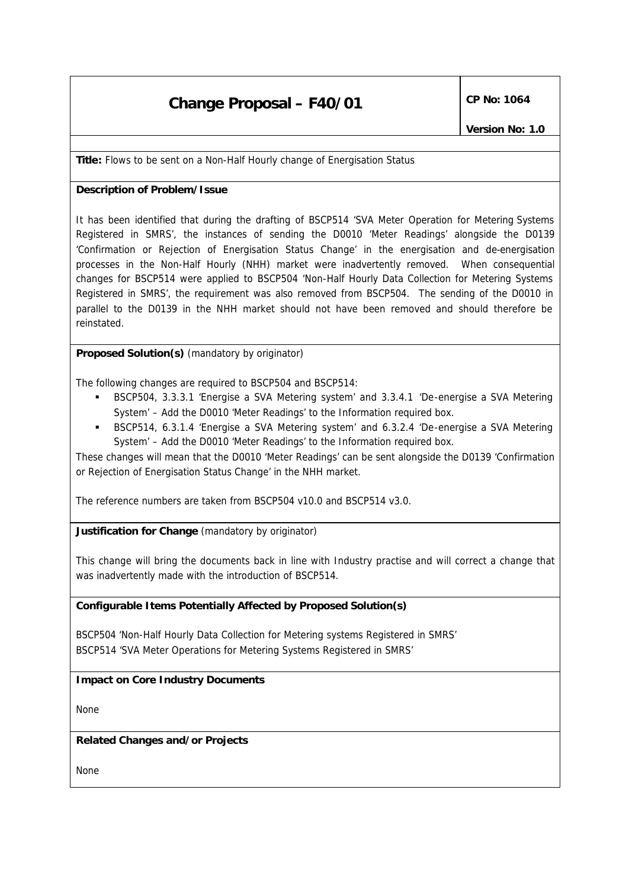# Change Proposal – F40/01

**CP No: 1064**

**Version No: 1.0**

**Title:** Flows to be sent on a Non-Half Hourly change of Energisation Status

**Description of Problem/Issue**

It has been identified that during the drafting of BSCP514 'SVA Meter Operation for Metering Systems Registered in SMRS', the instances of sending the D0010 'Meter Readings' alongside the D0139 'Confirmation or Rejection of Energisation Status Change' in the energisation and de-energisation processes in the Non-Half Hourly (NHH) market were inadvertently removed. When consequential changes for BSCP514 were applied to BSCP504 'Non-Half Hourly Data Collection for Metering Systems Registered in SMRS', the requirement was also removed from BSCP504. The sending of the D0010 in parallel to the D0139 in the NHH market should not have been removed and should therefore be reinstated.

**Proposed Solution(s)** (mandatory by originator)

The following changes are required to BSCP504 and BSCP514:

- BSCP504, 3.3.3.1 'Energise a SVA Metering system' and 3.3.4.1 'De-energise a SVA Metering System' – Add the D0010 'Meter Readings' to the Information required box.
- BSCP514, 6.3.1.4 'Energise a SVA Metering system' and 6.3.2.4 'De-energise a SVA Metering System' – Add the D0010 'Meter Readings' to the Information required box.

These changes will mean that the D0010 'Meter Readings' can be sent alongside the D0139 'Confirmation or Rejection of Energisation Status Change' in the NHH market.

The reference numbers are taken from BSCP504 v10.0 and BSCP514 v3.0.

**Justification for Change** (mandatory by originator)

This change will bring the documents back in line with Industry practise and will correct a change that was inadvertently made with the introduction of BSCP514.

**Configurable Items Potentially Affected by Proposed Solution(s)**

BSCP504 'Non-Half Hourly Data Collection for Metering systems Registered in SMRS'
BSCP514 'SVA Meter Operations for Metering Systems Registered in SMRS'

**Impact on Core Industry Documents**

None

**Related Changes and/or Projects**

None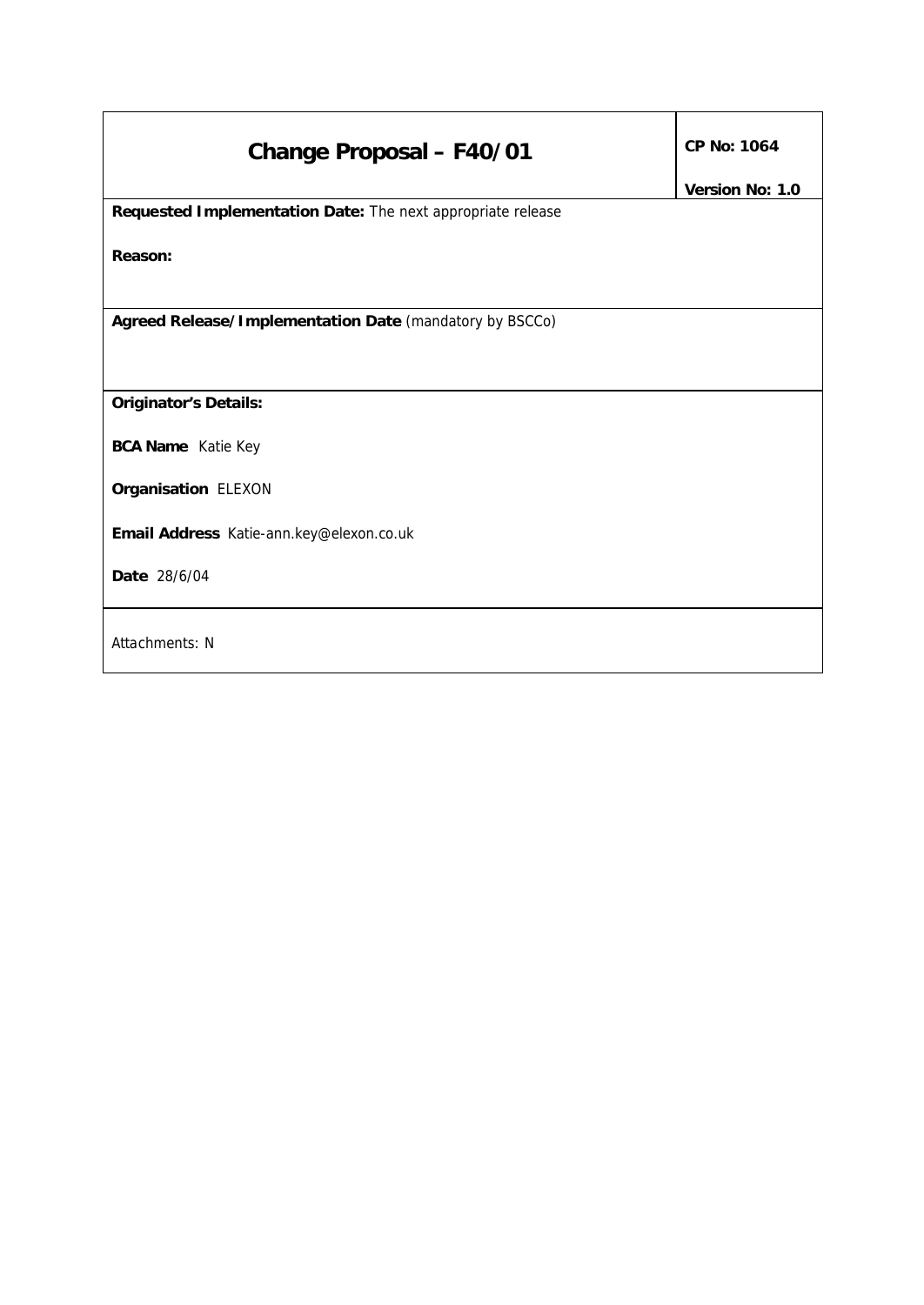| Change Proposal – F40/01 | CP No: 1064<br>Version No: 1.0 |
|---|---|

**Requested Implementation Date:** The next appropriate release

**Reason:**

**Agreed Release/Implementation Date** (mandatory by BSCCo)

**Originator's Details:**

**BCA Name** Katie Key

**Organisation** ELEXON

**Email Address** Katie-ann.key@elexon.co.uk

**Date** 28/6/04

Attachments: N